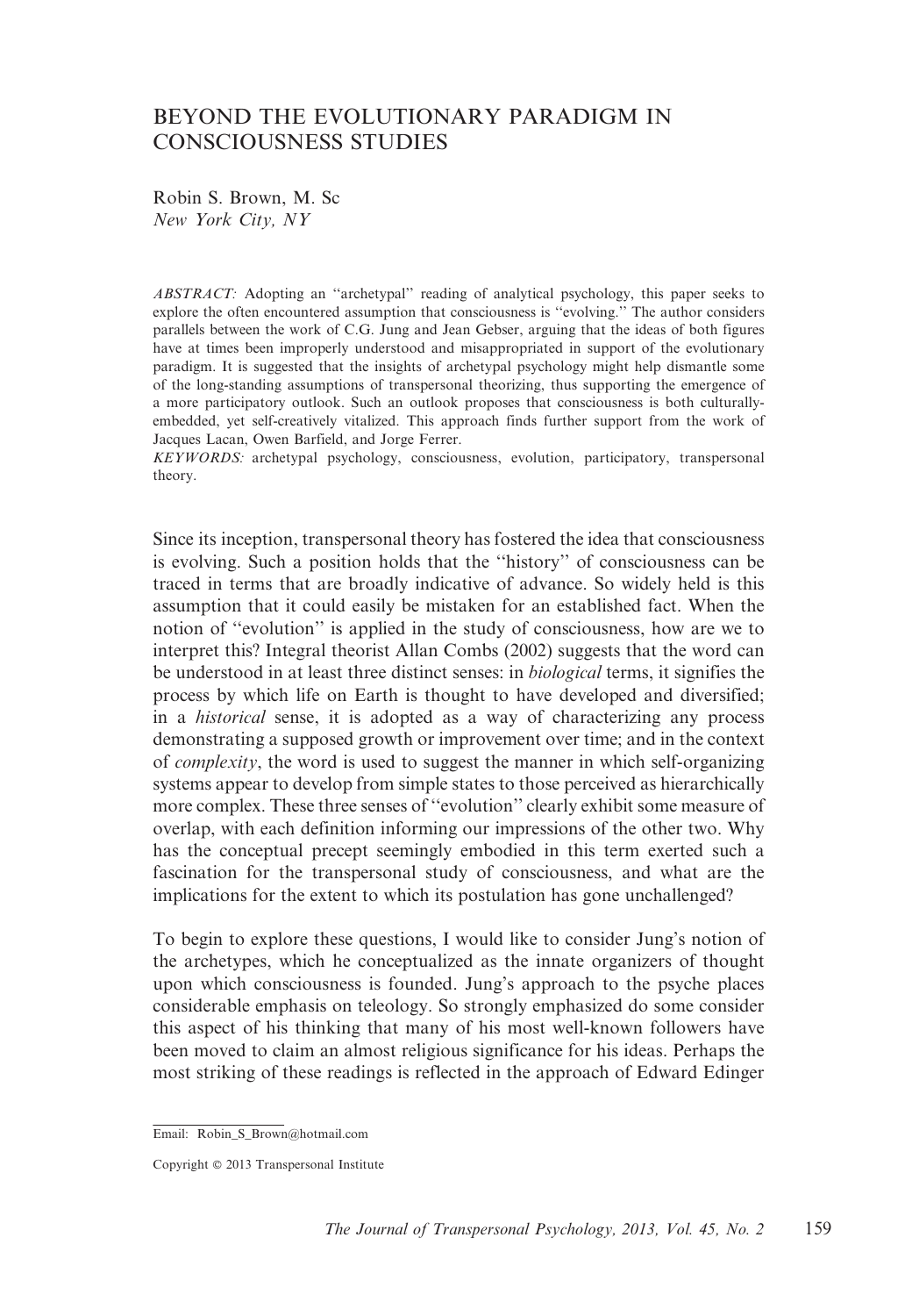# BEYOND THE EVOLUTIONARY PARADIGM IN CONSCIOUSNESS STUDIES

Robin S. Brown, M. Sc
*New York City, NY*

*ABSTRACT:* Adopting an ''archetypal'' reading of analytical psychology, this paper seeks to explore the often encountered assumption that consciousness is ''evolving.'' The author considers parallels between the work of C.G. Jung and Jean Gebser, arguing that the ideas of both figures have at times been improperly understood and misappropriated in support of the evolutionary paradigm. It is suggested that the insights of archetypal psychology might help dismantle some of the long-standing assumptions of transpersonal theorizing, thus supporting the emergence of a more participatory outlook. Such an outlook proposes that consciousness is both culturally-embedded, yet self-creatively vitalized. This approach finds further support from the work of Jacques Lacan, Owen Barfield, and Jorge Ferrer.

*KEYWORDS:* archetypal psychology, consciousness, evolution, participatory, transpersonal theory.

Since its inception, transpersonal theory has fostered the idea that consciousness is evolving. Such a position holds that the ''history'' of consciousness can be traced in terms that are broadly indicative of advance. So widely held is this assumption that it could easily be mistaken for an established fact. When the notion of ''evolution'' is applied in the study of consciousness, how are we to interpret this? Integral theorist Allan Combs (2002) suggests that the word can be understood in at least three distinct senses: in *biological* terms, it signifies the process by which life on Earth is thought to have developed and diversified; in a *historical* sense, it is adopted as a way of characterizing any process demonstrating a supposed growth or improvement over time; and in the context of *complexity*, the word is used to suggest the manner in which self-organizing systems appear to develop from simple states to those perceived as hierarchically more complex. These three senses of ''evolution'' clearly exhibit some measure of overlap, with each definition informing our impressions of the other two. Why has the conceptual precept seemingly embodied in this term exerted such a fascination for the transpersonal study of consciousness, and what are the implications for the extent to which its postulation has gone unchallenged?

To begin to explore these questions, I would like to consider Jung's notion of the archetypes, which he conceptualized as the innate organizers of thought upon which consciousness is founded. Jung's approach to the psyche places considerable emphasis on teleology. So strongly emphasized do some consider this aspect of his thinking that many of his most well-known followers have been moved to claim an almost religious significance for his ideas. Perhaps the most striking of these readings is reflected in the approach of Edward Edinger

Email: Robin_S_Brown@hotmail.com

Copyright © 2013 Transpersonal Institute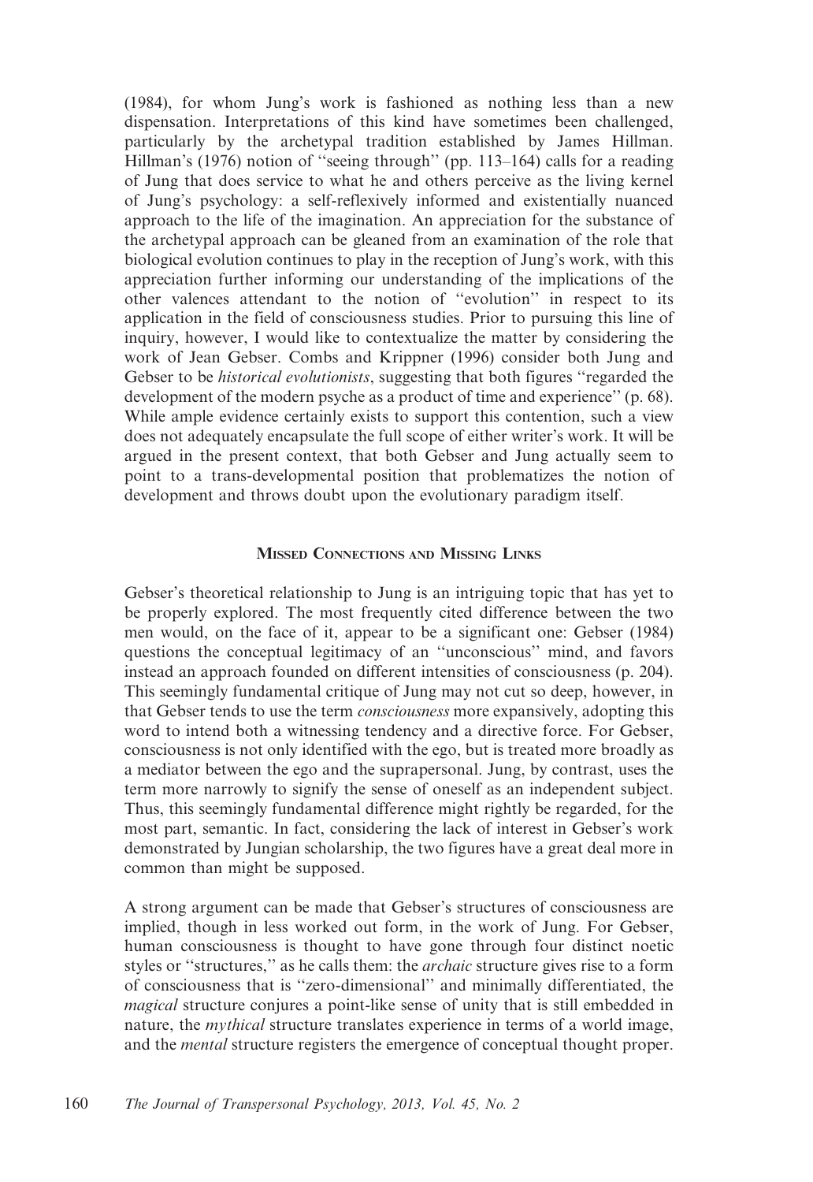(1984), for whom Jung's work is fashioned as nothing less than a new dispensation. Interpretations of this kind have sometimes been challenged, particularly by the archetypal tradition established by James Hillman. Hillman's (1976) notion of "seeing through" (pp. 113–164) calls for a reading of Jung that does service to what he and others perceive as the living kernel of Jung's psychology: a self-reflexively informed and existentially nuanced approach to the life of the imagination. An appreciation for the substance of the archetypal approach can be gleaned from an examination of the role that biological evolution continues to play in the reception of Jung's work, with this appreciation further informing our understanding of the implications of the other valences attendant to the notion of "evolution" in respect to its application in the field of consciousness studies. Prior to pursuing this line of inquiry, however, I would like to contextualize the matter by considering the work of Jean Gebser. Combs and Krippner (1996) consider both Jung and Gebser to be *historical evolutionists*, suggesting that both figures "regarded the development of the modern psyche as a product of time and experience" (p. 68). While ample evidence certainly exists to support this contention, such a view does not adequately encapsulate the full scope of either writer's work. It will be argued in the present context, that both Gebser and Jung actually seem to point to a trans-developmental position that problematizes the notion of development and throws doubt upon the evolutionary paradigm itself.

## Missed Connections and Missing Links

Gebser's theoretical relationship to Jung is an intriguing topic that has yet to be properly explored. The most frequently cited difference between the two men would, on the face of it, appear to be a significant one: Gebser (1984) questions the conceptual legitimacy of an "unconscious" mind, and favors instead an approach founded on different intensities of consciousness (p. 204). This seemingly fundamental critique of Jung may not cut so deep, however, in that Gebser tends to use the term *consciousness* more expansively, adopting this word to intend both a witnessing tendency and a directive force. For Gebser, consciousness is not only identified with the ego, but is treated more broadly as a mediator between the ego and the suprapersonal. Jung, by contrast, uses the term more narrowly to signify the sense of oneself as an independent subject. Thus, this seemingly fundamental difference might rightly be regarded, for the most part, semantic. In fact, considering the lack of interest in Gebser's work demonstrated by Jungian scholarship, the two figures have a great deal more in common than might be supposed.

A strong argument can be made that Gebser's structures of consciousness are implied, though in less worked out form, in the work of Jung. For Gebser, human consciousness is thought to have gone through four distinct noetic styles or "structures," as he calls them: the *archaic* structure gives rise to a form of consciousness that is "zero-dimensional" and minimally differentiated, the *magical* structure conjures a point-like sense of unity that is still embedded in nature, the *mythical* structure translates experience in terms of a world image, and the *mental* structure registers the emergence of conceptual thought proper.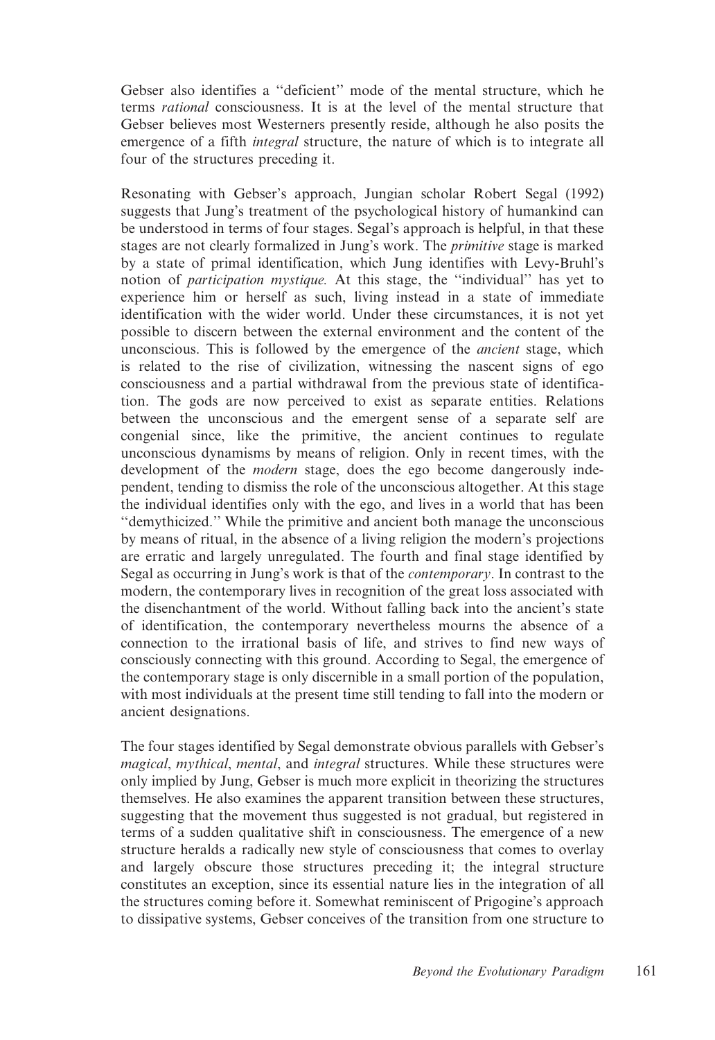Gebser also identifies a "deficient" mode of the mental structure, which he terms *rational* consciousness. It is at the level of the mental structure that Gebser believes most Westerners presently reside, although he also posits the emergence of a fifth *integral* structure, the nature of which is to integrate all four of the structures preceding it.

Resonating with Gebser's approach, Jungian scholar Robert Segal (1992) suggests that Jung's treatment of the psychological history of humankind can be understood in terms of four stages. Segal's approach is helpful, in that these stages are not clearly formalized in Jung's work. The *primitive* stage is marked by a state of primal identification, which Jung identifies with Levy-Bruhl's notion of *participation mystique.* At this stage, the "individual" has yet to experience him or herself as such, living instead in a state of immediate identification with the wider world. Under these circumstances, it is not yet possible to discern between the external environment and the content of the unconscious. This is followed by the emergence of the *ancient* stage, which is related to the rise of civilization, witnessing the nascent signs of ego consciousness and a partial withdrawal from the previous state of identification. The gods are now perceived to exist as separate entities. Relations between the unconscious and the emergent sense of a separate self are congenial since, like the primitive, the ancient continues to regulate unconscious dynamisms by means of religion. Only in recent times, with the development of the *modern* stage, does the ego become dangerously independent, tending to dismiss the role of the unconscious altogether. At this stage the individual identifies only with the ego, and lives in a world that has been "demythicized." While the primitive and ancient both manage the unconscious by means of ritual, in the absence of a living religion the modern's projections are erratic and largely unregulated. The fourth and final stage identified by Segal as occurring in Jung's work is that of the *contemporary*. In contrast to the modern, the contemporary lives in recognition of the great loss associated with the disenchantment of the world. Without falling back into the ancient's state of identification, the contemporary nevertheless mourns the absence of a connection to the irrational basis of life, and strives to find new ways of consciously connecting with this ground. According to Segal, the emergence of the contemporary stage is only discernible in a small portion of the population, with most individuals at the present time still tending to fall into the modern or ancient designations.

The four stages identified by Segal demonstrate obvious parallels with Gebser's *magical*, *mythical*, *mental*, and *integral* structures. While these structures were only implied by Jung, Gebser is much more explicit in theorizing the structures themselves. He also examines the apparent transition between these structures, suggesting that the movement thus suggested is not gradual, but registered in terms of a sudden qualitative shift in consciousness. The emergence of a new structure heralds a radically new style of consciousness that comes to overlay and largely obscure those structures preceding it; the integral structure constitutes an exception, since its essential nature lies in the integration of all the structures coming before it. Somewhat reminiscent of Prigogine's approach to dissipative systems, Gebser conceives of the transition from one structure to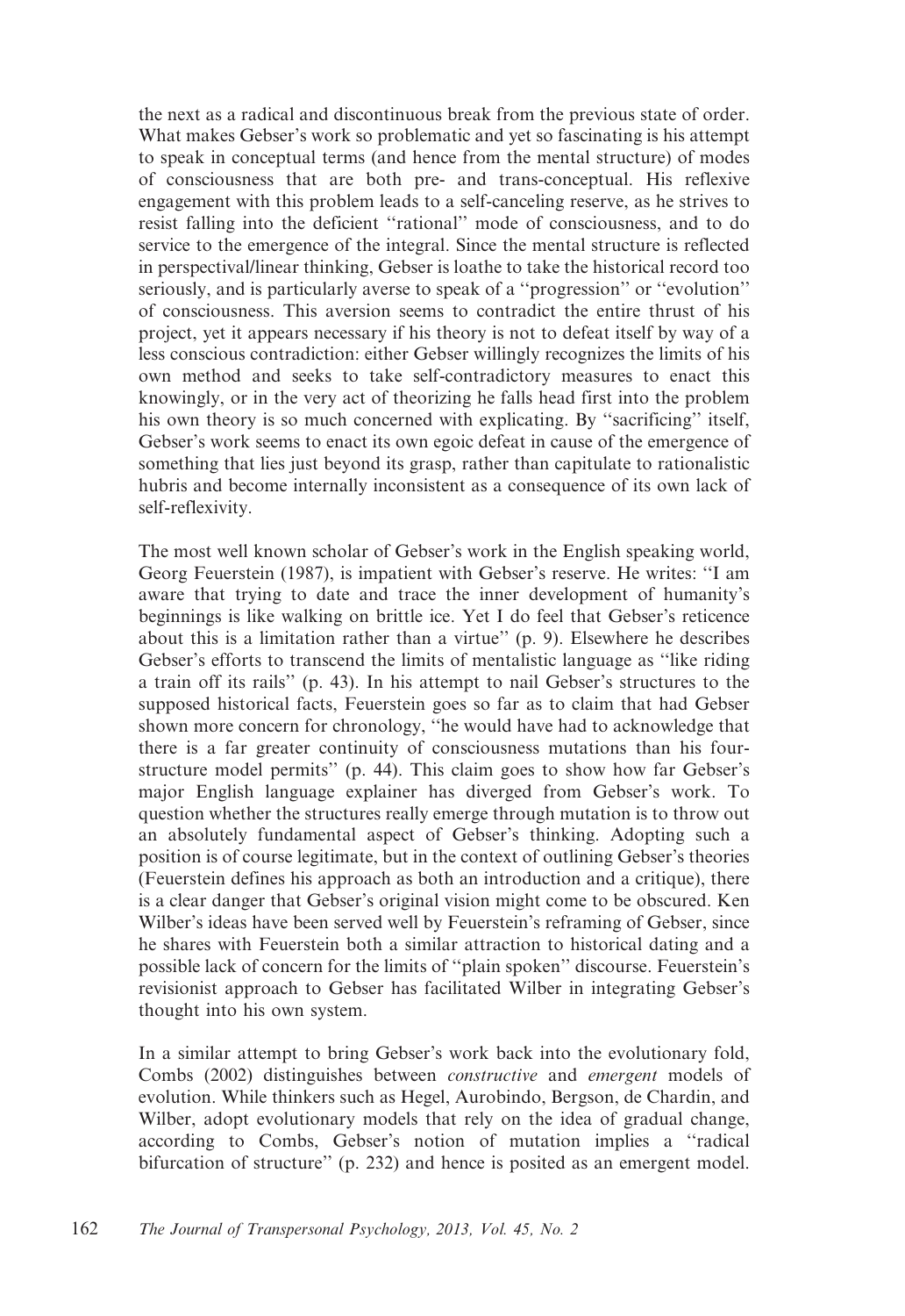the next as a radical and discontinuous break from the previous state of order. What makes Gebser's work so problematic and yet so fascinating is his attempt to speak in conceptual terms (and hence from the mental structure) of modes of consciousness that are both pre- and trans-conceptual. His reflexive engagement with this problem leads to a self-canceling reserve, as he strives to resist falling into the deficient ''rational'' mode of consciousness, and to do service to the emergence of the integral. Since the mental structure is reflected in perspectival/linear thinking, Gebser is loathe to take the historical record too seriously, and is particularly averse to speak of a ''progression'' or ''evolution'' of consciousness. This aversion seems to contradict the entire thrust of his project, yet it appears necessary if his theory is not to defeat itself by way of a less conscious contradiction: either Gebser willingly recognizes the limits of his own method and seeks to take self-contradictory measures to enact this knowingly, or in the very act of theorizing he falls head first into the problem his own theory is so much concerned with explicating. By ''sacrificing'' itself, Gebser's work seems to enact its own egoic defeat in cause of the emergence of something that lies just beyond its grasp, rather than capitulate to rationalistic hubris and become internally inconsistent as a consequence of its own lack of self-reflexivity.

The most well known scholar of Gebser's work in the English speaking world, Georg Feuerstein (1987), is impatient with Gebser's reserve. He writes: ''I am aware that trying to date and trace the inner development of humanity's beginnings is like walking on brittle ice. Yet I do feel that Gebser's reticence about this is a limitation rather than a virtue'' (p. 9). Elsewhere he describes Gebser's efforts to transcend the limits of mentalistic language as ''like riding a train off its rails'' (p. 43). In his attempt to nail Gebser's structures to the supposed historical facts, Feuerstein goes so far as to claim that had Gebser shown more concern for chronology, ''he would have had to acknowledge that there is a far greater continuity of consciousness mutations than his four-structure model permits'' (p. 44). This claim goes to show how far Gebser's major English language explainer has diverged from Gebser's work. To question whether the structures really emerge through mutation is to throw out an absolutely fundamental aspect of Gebser's thinking. Adopting such a position is of course legitimate, but in the context of outlining Gebser's theories (Feuerstein defines his approach as both an introduction and a critique), there is a clear danger that Gebser's original vision might come to be obscured. Ken Wilber's ideas have been served well by Feuerstein's reframing of Gebser, since he shares with Feuerstein both a similar attraction to historical dating and a possible lack of concern for the limits of ''plain spoken'' discourse. Feuerstein's revisionist approach to Gebser has facilitated Wilber in integrating Gebser's thought into his own system.

In a similar attempt to bring Gebser's work back into the evolutionary fold, Combs (2002) distinguishes between *constructive* and *emergent* models of evolution. While thinkers such as Hegel, Aurobindo, Bergson, de Chardin, and Wilber, adopt evolutionary models that rely on the idea of gradual change, according to Combs, Gebser's notion of mutation implies a ''radical bifurcation of structure'' (p. 232) and hence is posited as an emergent model.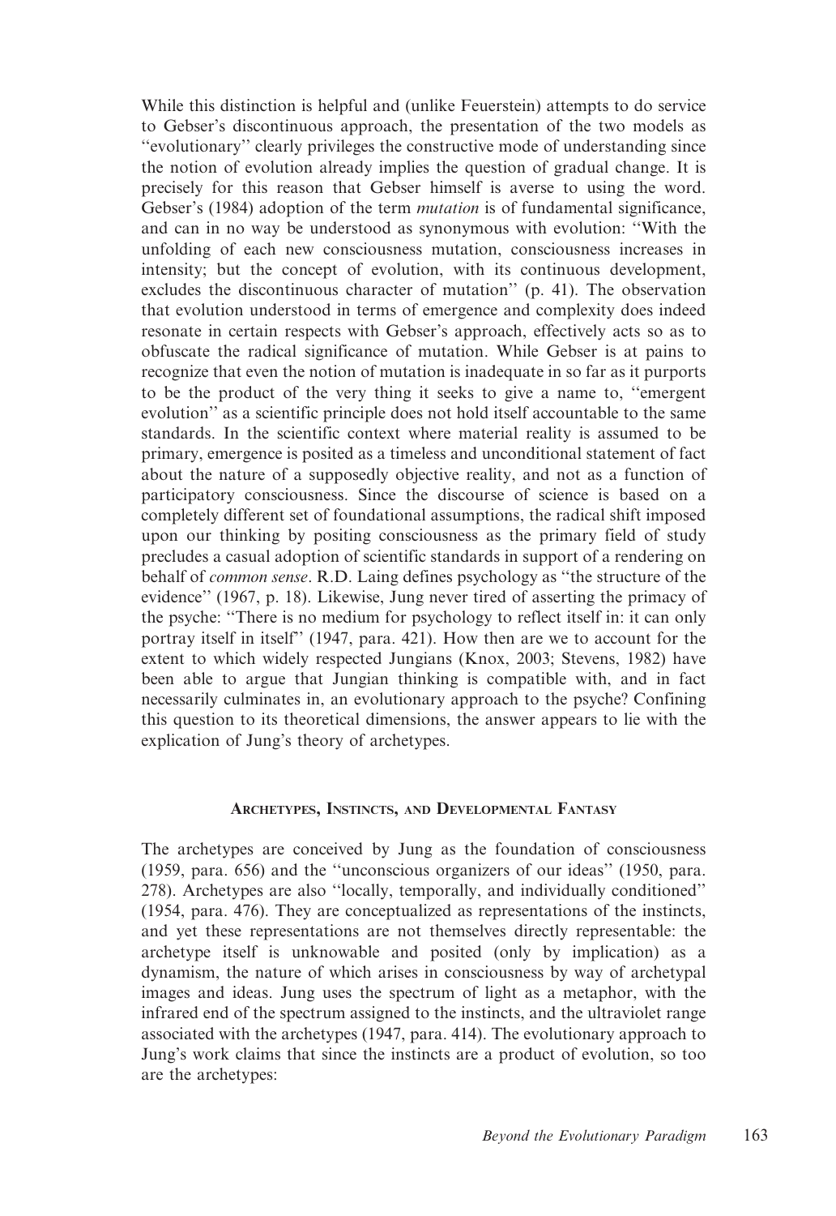While this distinction is helpful and (unlike Feuerstein) attempts to do service to Gebser's discontinuous approach, the presentation of the two models as "evolutionary" clearly privileges the constructive mode of understanding since the notion of evolution already implies the question of gradual change. It is precisely for this reason that Gebser himself is averse to using the word. Gebser's (1984) adoption of the term *mutation* is of fundamental significance, and can in no way be understood as synonymous with evolution: "With the unfolding of each new consciousness mutation, consciousness increases in intensity; but the concept of evolution, with its continuous development, excludes the discontinuous character of mutation" (p. 41). The observation that evolution understood in terms of emergence and complexity does indeed resonate in certain respects with Gebser's approach, effectively acts so as to obfuscate the radical significance of mutation. While Gebser is at pains to recognize that even the notion of mutation is inadequate in so far as it purports to be the product of the very thing it seeks to give a name to, "emergent evolution" as a scientific principle does not hold itself accountable to the same standards. In the scientific context where material reality is assumed to be primary, emergence is posited as a timeless and unconditional statement of fact about the nature of a supposedly objective reality, and not as a function of participatory consciousness. Since the discourse of science is based on a completely different set of foundational assumptions, the radical shift imposed upon our thinking by positing consciousness as the primary field of study precludes a casual adoption of scientific standards in support of a rendering on behalf of *common sense*. R.D. Laing defines psychology as "the structure of the evidence" (1967, p. 18). Likewise, Jung never tired of asserting the primacy of the psyche: "There is no medium for psychology to reflect itself in: it can only portray itself in itself" (1947, para. 421). How then are we to account for the extent to which widely respected Jungians (Knox, 2003; Stevens, 1982) have been able to argue that Jungian thinking is compatible with, and in fact necessarily culminates in, an evolutionary approach to the psyche? Confining this question to its theoretical dimensions, the answer appears to lie with the explication of Jung's theory of archetypes.

## Archetypes, Instincts, and Developmental Fantasy

The archetypes are conceived by Jung as the foundation of consciousness (1959, para. 656) and the "unconscious organizers of our ideas" (1950, para. 278). Archetypes are also "locally, temporally, and individually conditioned" (1954, para. 476). They are conceptualized as representations of the instincts, and yet these representations are not themselves directly representable: the archetype itself is unknowable and posited (only by implication) as a dynamism, the nature of which arises in consciousness by way of archetypal images and ideas. Jung uses the spectrum of light as a metaphor, with the infrared end of the spectrum assigned to the instincts, and the ultraviolet range associated with the archetypes (1947, para. 414). The evolutionary approach to Jung's work claims that since the instincts are a product of evolution, so too are the archetypes: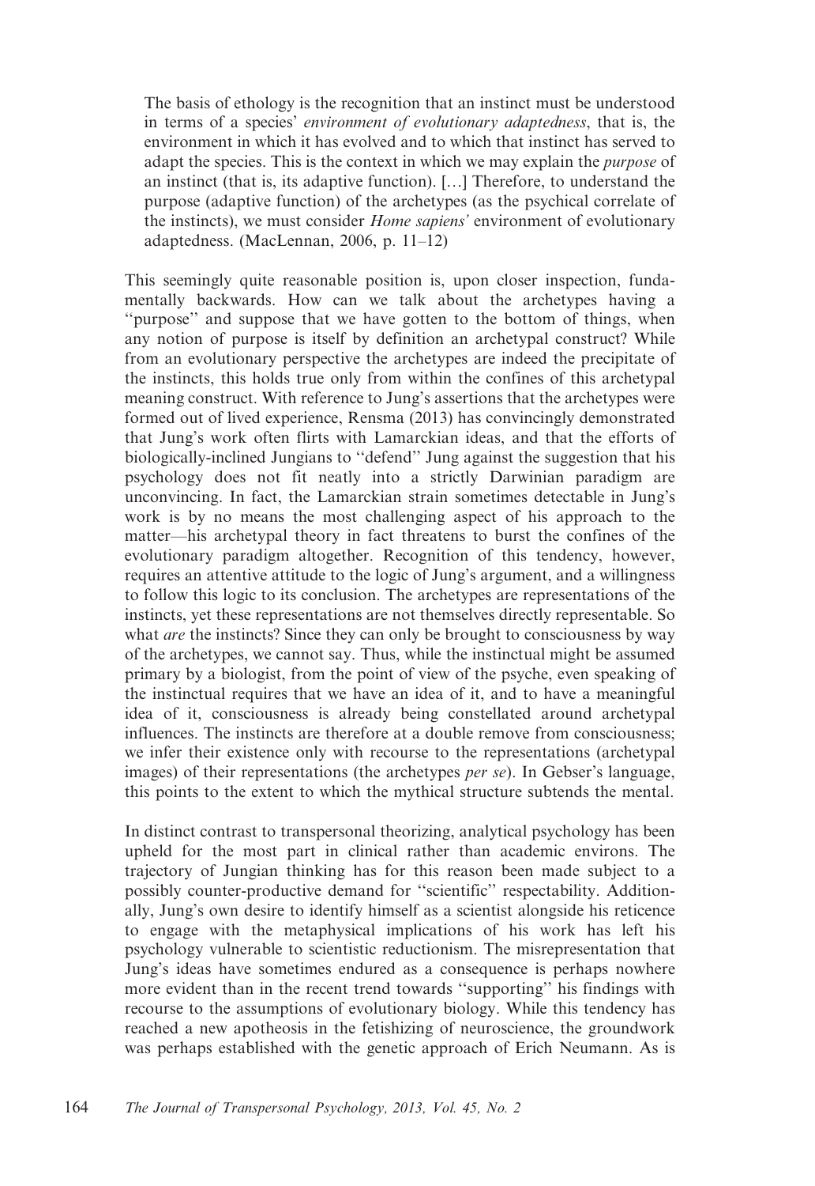> The basis of ethology is the recognition that an instinct must be understood in terms of a species' *environment of evolutionary adaptedness*, that is, the environment in which it has evolved and to which that instinct has served to adapt the species. This is the context in which we may explain the *purpose* of an instinct (that is, its adaptive function). […] Therefore, to understand the purpose (adaptive function) of the archetypes (as the psychical correlate of the instincts), we must consider *Home sapiens'* environment of evolutionary adaptedness. (MacLennan, 2006, p. 11–12)

This seemingly quite reasonable position is, upon closer inspection, fundamentally backwards. How can we talk about the archetypes having a "purpose" and suppose that we have gotten to the bottom of things, when any notion of purpose is itself by definition an archetypal construct? While from an evolutionary perspective the archetypes are indeed the precipitate of the instincts, this holds true only from within the confines of this archetypal meaning construct. With reference to Jung's assertions that the archetypes were formed out of lived experience, Rensma (2013) has convincingly demonstrated that Jung's work often flirts with Lamarckian ideas, and that the efforts of biologically-inclined Jungians to "defend" Jung against the suggestion that his psychology does not fit neatly into a strictly Darwinian paradigm are unconvincing. In fact, the Lamarckian strain sometimes detectable in Jung's work is by no means the most challenging aspect of his approach to the matter—his archetypal theory in fact threatens to burst the confines of the evolutionary paradigm altogether. Recognition of this tendency, however, requires an attentive attitude to the logic of Jung's argument, and a willingness to follow this logic to its conclusion. The archetypes are representations of the instincts, yet these representations are not themselves directly representable. So what *are* the instincts? Since they can only be brought to consciousness by way of the archetypes, we cannot say. Thus, while the instinctual might be assumed primary by a biologist, from the point of view of the psyche, even speaking of the instinctual requires that we have an idea of it, and to have a meaningful idea of it, consciousness is already being constellated around archetypal influences. The instincts are therefore at a double remove from consciousness; we infer their existence only with recourse to the representations (archetypal images) of their representations (the archetypes *per se*). In Gebser's language, this points to the extent to which the mythical structure subtends the mental.

In distinct contrast to transpersonal theorizing, analytical psychology has been upheld for the most part in clinical rather than academic environs. The trajectory of Jungian thinking has for this reason been made subject to a possibly counter-productive demand for "scientific" respectability. Additionally, Jung's own desire to identify himself as a scientist alongside his reticence to engage with the metaphysical implications of his work has left his psychology vulnerable to scientistic reductionism. The misrepresentation that Jung's ideas have sometimes endured as a consequence is perhaps nowhere more evident than in the recent trend towards "supporting" his findings with recourse to the assumptions of evolutionary biology. While this tendency has reached a new apotheosis in the fetishizing of neuroscience, the groundwork was perhaps established with the genetic approach of Erich Neumann. As is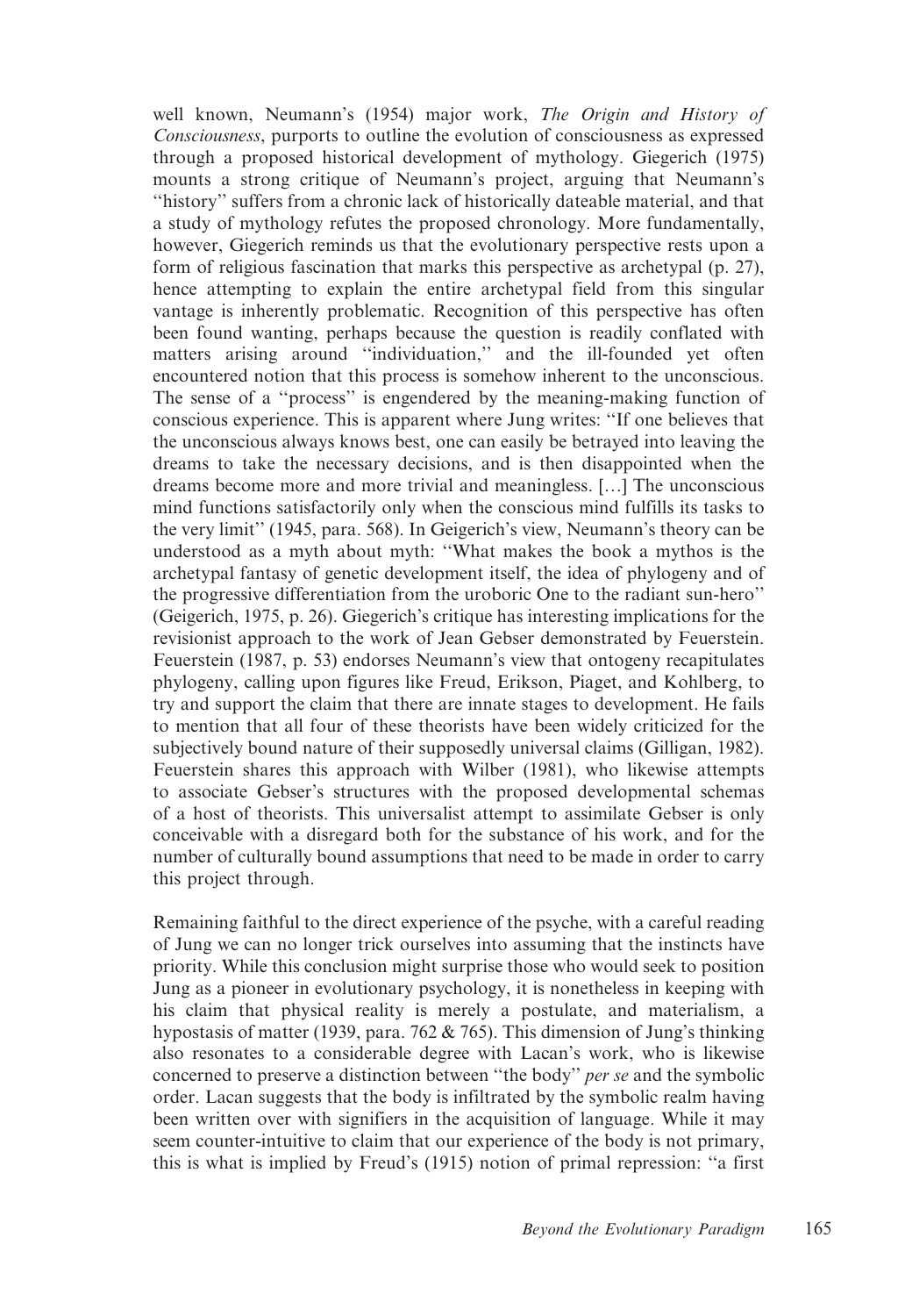well known, Neumann's (1954) major work, *The Origin and History of Consciousness*, purports to outline the evolution of consciousness as expressed through a proposed historical development of mythology. Giegerich (1975) mounts a strong critique of Neumann's project, arguing that Neumann's "history" suffers from a chronic lack of historically dateable material, and that a study of mythology refutes the proposed chronology. More fundamentally, however, Giegerich reminds us that the evolutionary perspective rests upon a form of religious fascination that marks this perspective as archetypal (p. 27), hence attempting to explain the entire archetypal field from this singular vantage is inherently problematic. Recognition of this perspective has often been found wanting, perhaps because the question is readily conflated with matters arising around "individuation," and the ill-founded yet often encountered notion that this process is somehow inherent to the unconscious. The sense of a "process" is engendered by the meaning-making function of conscious experience. This is apparent where Jung writes: "If one believes that the unconscious always knows best, one can easily be betrayed into leaving the dreams to take the necessary decisions, and is then disappointed when the dreams become more and more trivial and meaningless. […] The unconscious mind functions satisfactorily only when the conscious mind fulfills its tasks to the very limit" (1945, para. 568). In Geigerich's view, Neumann's theory can be understood as a myth about myth: "What makes the book a mythos is the archetypal fantasy of genetic development itself, the idea of phylogeny and of the progressive differentiation from the uroboric One to the radiant sun-hero" (Geigerich, 1975, p. 26). Giegerich's critique has interesting implications for the revisionist approach to the work of Jean Gebser demonstrated by Feuerstein. Feuerstein (1987, p. 53) endorses Neumann's view that ontogeny recapitulates phylogeny, calling upon figures like Freud, Erikson, Piaget, and Kohlberg, to try and support the claim that there are innate stages to development. He fails to mention that all four of these theorists have been widely criticized for the subjectively bound nature of their supposedly universal claims (Gilligan, 1982). Feuerstein shares this approach with Wilber (1981), who likewise attempts to associate Gebser's structures with the proposed developmental schemas of a host of theorists. This universalist attempt to assimilate Gebser is only conceivable with a disregard both for the substance of his work, and for the number of culturally bound assumptions that need to be made in order to carry this project through.

Remaining faithful to the direct experience of the psyche, with a careful reading of Jung we can no longer trick ourselves into assuming that the instincts have priority. While this conclusion might surprise those who would seek to position Jung as a pioneer in evolutionary psychology, it is nonetheless in keeping with his claim that physical reality is merely a postulate, and materialism, a hypostasis of matter (1939, para. 762 & 765). This dimension of Jung's thinking also resonates to a considerable degree with Lacan's work, who is likewise concerned to preserve a distinction between "the body" *per se* and the symbolic order. Lacan suggests that the body is infiltrated by the symbolic realm having been written over with signifiers in the acquisition of language. While it may seem counter-intuitive to claim that our experience of the body is not primary, this is what is implied by Freud's (1915) notion of primal repression: "a first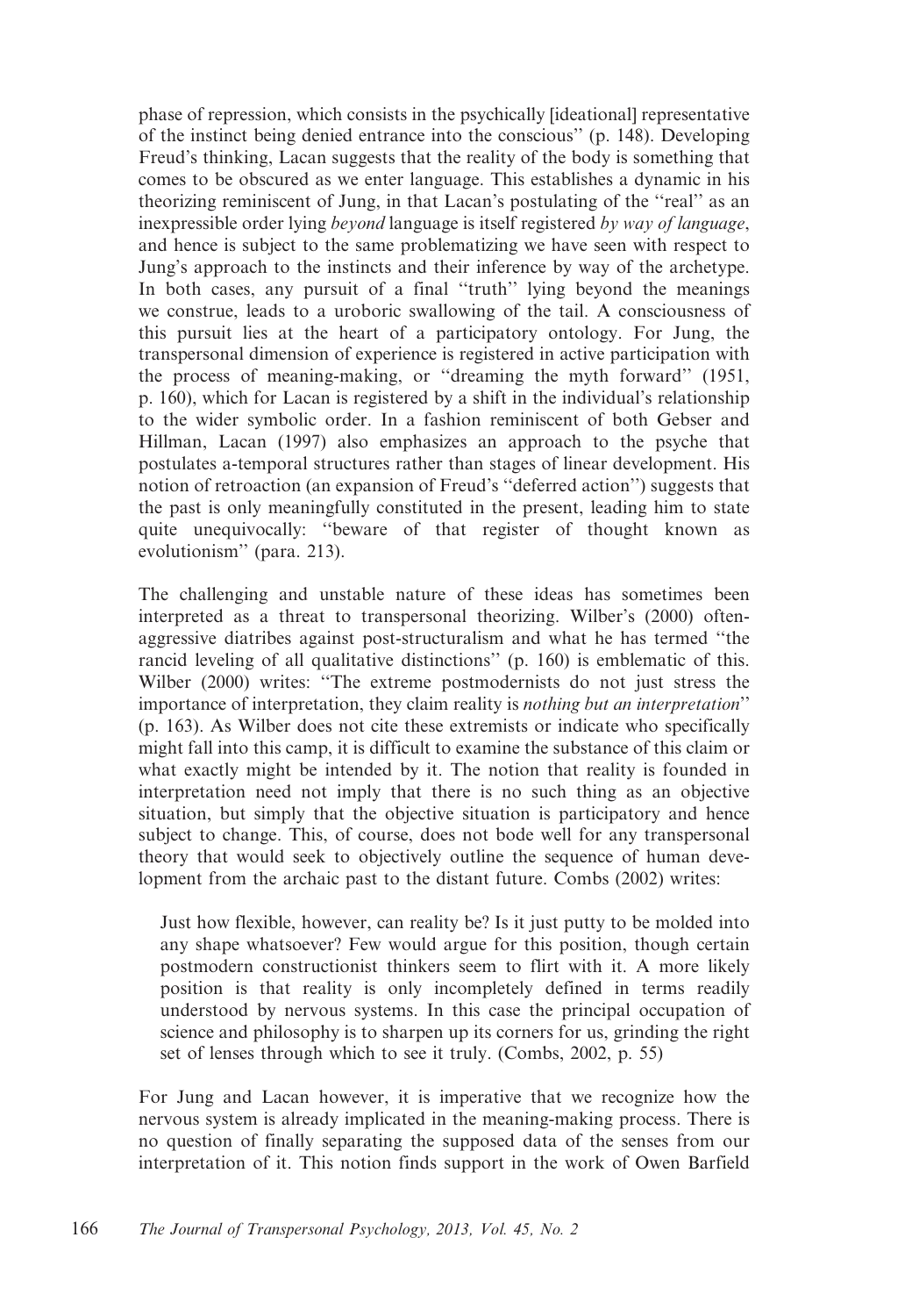phase of repression, which consists in the psychically [ideational] representative of the instinct being denied entrance into the conscious'' (p. 148). Developing Freud's thinking, Lacan suggests that the reality of the body is something that comes to be obscured as we enter language. This establishes a dynamic in his theorizing reminiscent of Jung, in that Lacan's postulating of the ''real'' as an inexpressible order lying *beyond* language is itself registered *by way of language*, and hence is subject to the same problematizing we have seen with respect to Jung's approach to the instincts and their inference by way of the archetype. In both cases, any pursuit of a final ''truth'' lying beyond the meanings we construe, leads to a uroboric swallowing of the tail. A consciousness of this pursuit lies at the heart of a participatory ontology. For Jung, the transpersonal dimension of experience is registered in active participation with the process of meaning-making, or ''dreaming the myth forward'' (1951, p. 160), which for Lacan is registered by a shift in the individual's relationship to the wider symbolic order. In a fashion reminiscent of both Gebser and Hillman, Lacan (1997) also emphasizes an approach to the psyche that postulates a-temporal structures rather than stages of linear development. His notion of retroaction (an expansion of Freud's ''deferred action'') suggests that the past is only meaningfully constituted in the present, leading him to state quite unequivocally: ''beware of that register of thought known as evolutionism'' (para. 213).

The challenging and unstable nature of these ideas has sometimes been interpreted as a threat to transpersonal theorizing. Wilber's (2000) often-aggressive diatribes against post-structuralism and what he has termed ''the rancid leveling of all qualitative distinctions'' (p. 160) is emblematic of this. Wilber (2000) writes: ''The extreme postmodernists do not just stress the importance of interpretation, they claim reality is *nothing but an interpretation*'' (p. 163). As Wilber does not cite these extremists or indicate who specifically might fall into this camp, it is difficult to examine the substance of this claim or what exactly might be intended by it. The notion that reality is founded in interpretation need not imply that there is no such thing as an objective situation, but simply that the objective situation is participatory and hence subject to change. This, of course, does not bode well for any transpersonal theory that would seek to objectively outline the sequence of human development from the archaic past to the distant future. Combs (2002) writes:

> Just how flexible, however, can reality be? Is it just putty to be molded into any shape whatsoever? Few would argue for this position, though certain postmodern constructionist thinkers seem to flirt with it. A more likely position is that reality is only incompletely defined in terms readily understood by nervous systems. In this case the principal occupation of science and philosophy is to sharpen up its corners for us, grinding the right set of lenses through which to see it truly. (Combs, 2002, p. 55)

For Jung and Lacan however, it is imperative that we recognize how the nervous system is already implicated in the meaning-making process. There is no question of finally separating the supposed data of the senses from our interpretation of it. This notion finds support in the work of Owen Barfield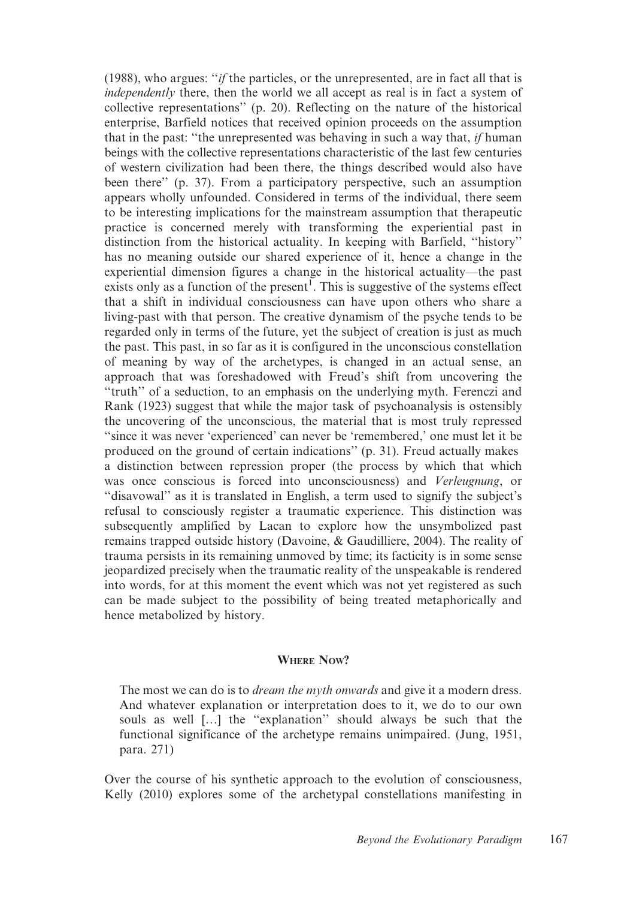(1988), who argues: "*if* the particles, or the unrepresented, are in fact all that is *independently* there, then the world we all accept as real is in fact a system of collective representations" (p. 20). Reflecting on the nature of the historical enterprise, Barfield notices that received opinion proceeds on the assumption that in the past: "the unrepresented was behaving in such a way that, *if* human beings with the collective representations characteristic of the last few centuries of western civilization had been there, the things described would also have been there" (p. 37). From a participatory perspective, such an assumption appears wholly unfounded. Considered in terms of the individual, there seem to be interesting implications for the mainstream assumption that therapeutic practice is concerned merely with transforming the experiential past in distinction from the historical actuality. In keeping with Barfield, "history" has no meaning outside our shared experience of it, hence a change in the experiential dimension figures a change in the historical actuality—the past exists only as a function of the present[1]. This is suggestive of the systems effect that a shift in individual consciousness can have upon others who share a living-past with that person. The creative dynamism of the psyche tends to be regarded only in terms of the future, yet the subject of creation is just as much the past. This past, in so far as it is configured in the unconscious constellation of meaning by way of the archetypes, is changed in an actual sense, an approach that was foreshadowed with Freud's shift from uncovering the "truth" of a seduction, to an emphasis on the underlying myth. Ferenczi and Rank (1923) suggest that while the major task of psychoanalysis is ostensibly the uncovering of the unconscious, the material that is most truly repressed "since it was never 'experienced' can never be 'remembered,' one must let it be produced on the ground of certain indications" (p. 31). Freud actually makes a distinction between repression proper (the process by which that which was once conscious is forced into unconsciousness) and *Verleugnung*, or "disavowal" as it is translated in English, a term used to signify the subject's refusal to consciously register a traumatic experience. This distinction was subsequently amplified by Lacan to explore how the unsymbolized past remains trapped outside history (Davoine, & Gaudilliere, 2004). The reality of trauma persists in its remaining unmoved by time; its facticity is in some sense jeopardized precisely when the traumatic reality of the unspeakable is rendered into words, for at this moment the event which was not yet registered as such can be made subject to the possibility of being treated metaphorically and hence metabolized by history.

## Where Now?

> The most we can do is to *dream the myth onwards* and give it a modern dress. And whatever explanation or interpretation does to it, we do to our own souls as well [...] the "explanation" should always be such that the functional significance of the archetype remains unimpaired. (Jung, 1951, para. 271)

Over the course of his synthetic approach to the evolution of consciousness, Kelly (2010) explores some of the archetypal constellations manifesting in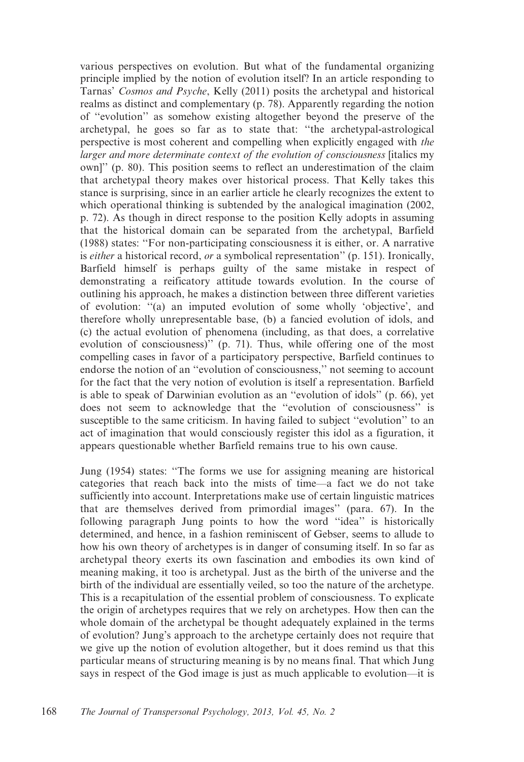various perspectives on evolution. But what of the fundamental organizing principle implied by the notion of evolution itself? In an article responding to Tarnas' *Cosmos and Psyche*, Kelly (2011) posits the archetypal and historical realms as distinct and complementary (p. 78). Apparently regarding the notion of "evolution" as somehow existing altogether beyond the preserve of the archetypal, he goes so far as to state that: "the archetypal-astrological perspective is most coherent and compelling when explicitly engaged with *the larger and more determinate context of the evolution of consciousness* [italics my own]" (p. 80). This position seems to reflect an underestimation of the claim that archetypal theory makes over historical process. That Kelly takes this stance is surprising, since in an earlier article he clearly recognizes the extent to which operational thinking is subtended by the analogical imagination (2002, p. 72). As though in direct response to the position Kelly adopts in assuming that the historical domain can be separated from the archetypal, Barfield (1988) states: "For non-participating consciousness it is either, or. A narrative is *either* a historical record, *or* a symbolical representation" (p. 151). Ironically, Barfield himself is perhaps guilty of the same mistake in respect of demonstrating a reificatory attitude towards evolution. In the course of outlining his approach, he makes a distinction between three different varieties of evolution: "(a) an imputed evolution of some wholly 'objective', and therefore wholly unrepresentable base, (b) a fancied evolution of idols, and (c) the actual evolution of phenomena (including, as that does, a correlative evolution of consciousness)" (p. 71). Thus, while offering one of the most compelling cases in favor of a participatory perspective, Barfield continues to endorse the notion of an "evolution of consciousness," not seeming to account for the fact that the very notion of evolution is itself a representation. Barfield is able to speak of Darwinian evolution as an "evolution of idols" (p. 66), yet does not seem to acknowledge that the "evolution of consciousness" is susceptible to the same criticism. In having failed to subject "evolution" to an act of imagination that would consciously register this idol as a figuration, it appears questionable whether Barfield remains true to his own cause.

Jung (1954) states: "The forms we use for assigning meaning are historical categories that reach back into the mists of time—a fact we do not take sufficiently into account. Interpretations make use of certain linguistic matrices that are themselves derived from primordial images" (para. 67). In the following paragraph Jung points to how the word "idea" is historically determined, and hence, in a fashion reminiscent of Gebser, seems to allude to how his own theory of archetypes is in danger of consuming itself. In so far as archetypal theory exerts its own fascination and embodies its own kind of meaning making, it too is archetypal. Just as the birth of the universe and the birth of the individual are essentially veiled, so too the nature of the archetype. This is a recapitulation of the essential problem of consciousness. To explicate the origin of archetypes requires that we rely on archetypes. How then can the whole domain of the archetypal be thought adequately explained in the terms of evolution? Jung's approach to the archetype certainly does not require that we give up the notion of evolution altogether, but it does remind us that this particular means of structuring meaning is by no means final. That which Jung says in respect of the God image is just as much applicable to evolution—it is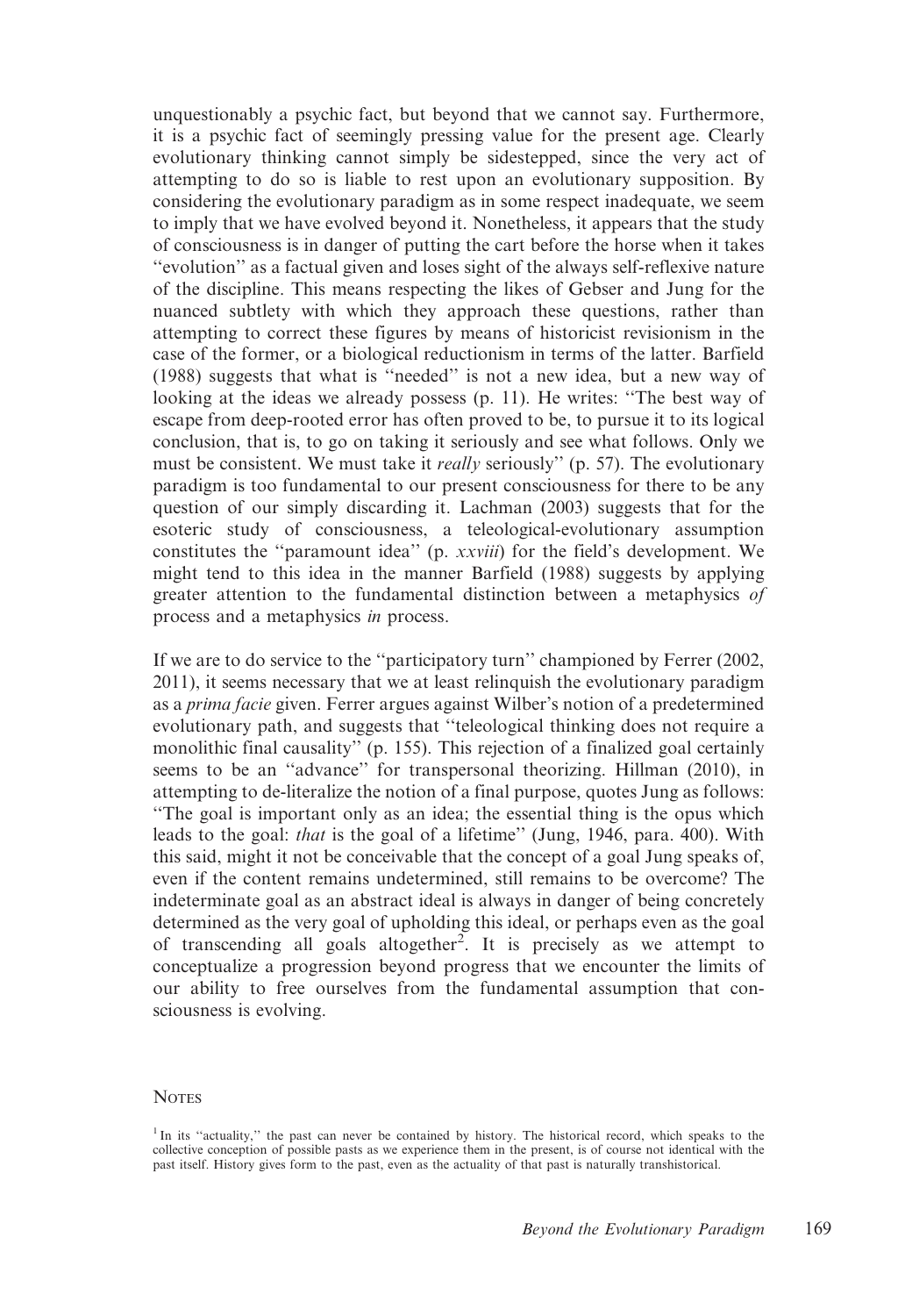unquestionably a psychic fact, but beyond that we cannot say. Furthermore, it is a psychic fact of seemingly pressing value for the present age. Clearly evolutionary thinking cannot simply be sidestepped, since the very act of attempting to do so is liable to rest upon an evolutionary supposition. By considering the evolutionary paradigm as in some respect inadequate, we seem to imply that we have evolved beyond it. Nonetheless, it appears that the study of consciousness is in danger of putting the cart before the horse when it takes ''evolution'' as a factual given and loses sight of the always self-reflexive nature of the discipline. This means respecting the likes of Gebser and Jung for the nuanced subtlety with which they approach these questions, rather than attempting to correct these figures by means of historicist revisionism in the case of the former, or a biological reductionism in terms of the latter. Barfield (1988) suggests that what is ''needed'' is not a new idea, but a new way of looking at the ideas we already possess (p. 11). He writes: ''The best way of escape from deep-rooted error has often proved to be, to pursue it to its logical conclusion, that is, to go on taking it seriously and see what follows. Only we must be consistent. We must take it *really* seriously'' (p. 57). The evolutionary paradigm is too fundamental to our present consciousness for there to be any question of our simply discarding it. Lachman (2003) suggests that for the esoteric study of consciousness, a teleological-evolutionary assumption constitutes the ''paramount idea'' (p. *xxviii*) for the field's development. We might tend to this idea in the manner Barfield (1988) suggests by applying greater attention to the fundamental distinction between a metaphysics *of* process and a metaphysics *in* process.

If we are to do service to the ''participatory turn'' championed by Ferrer (2002, 2011), it seems necessary that we at least relinquish the evolutionary paradigm as a *prima facie* given. Ferrer argues against Wilber's notion of a predetermined evolutionary path, and suggests that ''teleological thinking does not require a monolithic final causality'' (p. 155). This rejection of a finalized goal certainly seems to be an ''advance'' for transpersonal theorizing. Hillman (2010), in attempting to de-literalize the notion of a final purpose, quotes Jung as follows: ''The goal is important only as an idea; the essential thing is the opus which leads to the goal: *that* is the goal of a lifetime'' (Jung, 1946, para. 400). With this said, might it not be conceivable that the concept of a goal Jung speaks of, even if the content remains undetermined, still remains to be overcome? The indeterminate goal as an abstract ideal is always in danger of being concretely determined as the very goal of upholding this ideal, or perhaps even as the goal of transcending all goals altogether[2]. It is precisely as we attempt to conceptualize a progression beyond progress that we encounter the limits of our ability to free ourselves from the fundamental assumption that consciousness is evolving.

## Notes

[1] In its ''actuality,'' the past can never be contained by history. The historical record, which speaks to the collective conception of possible pasts as we experience them in the present, is of course not identical with the past itself. History gives form to the past, even as the actuality of that past is naturally transhistorical.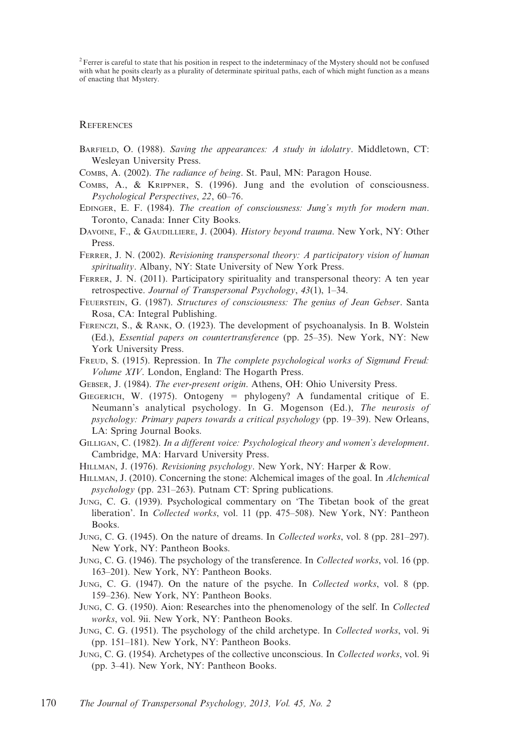[2] Ferrer is careful to state that his position in respect to the indeterminacy of the Mystery should not be confused with what he posits clearly as a plurality of determinate spiritual paths, each of which might function as a means of enacting that Mystery.

## References

Barfield, O. (1988). *Saving the appearances: A study in idolatry*. Middletown, CT: Wesleyan University Press.

Combs, A. (2002). *The radiance of being*. St. Paul, MN: Paragon House.

Combs, A., & Krippner, S. (1996). Jung and the evolution of consciousness. *Psychological Perspectives*, *22*, 60–76.

Edinger, E. F. (1984). *The creation of consciousness: Jung's myth for modern man*. Toronto, Canada: Inner City Books.

Davoine, F., & Gaudilliere, J. (2004). *History beyond trauma*. New York, NY: Other Press.

Ferrer, J. N. (2002). *Revisioning transpersonal theory: A participatory vision of human spirituality*. Albany, NY: State University of New York Press.

Ferrer, J. N. (2011). Participatory spirituality and transpersonal theory: A ten year retrospective. *Journal of Transpersonal Psychology*, *43*(1), 1–34.

Feuerstein, G. (1987). *Structures of consciousness: The genius of Jean Gebser*. Santa Rosa, CA: Integral Publishing.

Ferenczi, S., & Rank, O. (1923). The development of psychoanalysis. In B. Wolstein (Ed.), *Essential papers on countertransference* (pp. 25–35). New York, NY: New York University Press.

Freud, S. (1915). Repression. In *The complete psychological works of Sigmund Freud: Volume XIV*. London, England: The Hogarth Press.

Gebser, J. (1984). *The ever-present origin*. Athens, OH: Ohio University Press.

Giegerich, W. (1975). Ontogeny = phylogeny? A fundamental critique of E. Neumann's analytical psychology. In G. Mogenson (Ed.), *The neurosis of psychology: Primary papers towards a critical psychology* (pp. 19–39). New Orleans, LA: Spring Journal Books.

Gilligan, C. (1982). *In a different voice: Psychological theory and women's development*. Cambridge, MA: Harvard University Press.

Hillman, J. (1976). *Revisioning psychology*. New York, NY: Harper & Row.

Hillman, J. (2010). Concerning the stone: Alchemical images of the goal. In *Alchemical psychology* (pp. 231–263). Putnam CT: Spring publications.

Jung, C. G. (1939). Psychological commentary on 'The Tibetan book of the great liberation'. In *Collected works*, vol. 11 (pp. 475–508). New York, NY: Pantheon Books.

Jung, C. G. (1945). On the nature of dreams. In *Collected works*, vol. 8 (pp. 281–297). New York, NY: Pantheon Books.

Jung, C. G. (1946). The psychology of the transference. In *Collected works*, vol. 16 (pp. 163–201). New York, NY: Pantheon Books.

Jung, C. G. (1947). On the nature of the psyche. In *Collected works*, vol. 8 (pp. 159–236). New York, NY: Pantheon Books.

Jung, C. G. (1950). Aion: Researches into the phenomenology of the self. In *Collected works*, vol. 9ii. New York, NY: Pantheon Books.

Jung, C. G. (1951). The psychology of the child archetype. In *Collected works*, vol. 9i (pp. 151–181). New York, NY: Pantheon Books.

Jung, C. G. (1954). Archetypes of the collective unconscious. In *Collected works*, vol. 9i (pp. 3–41). New York, NY: Pantheon Books.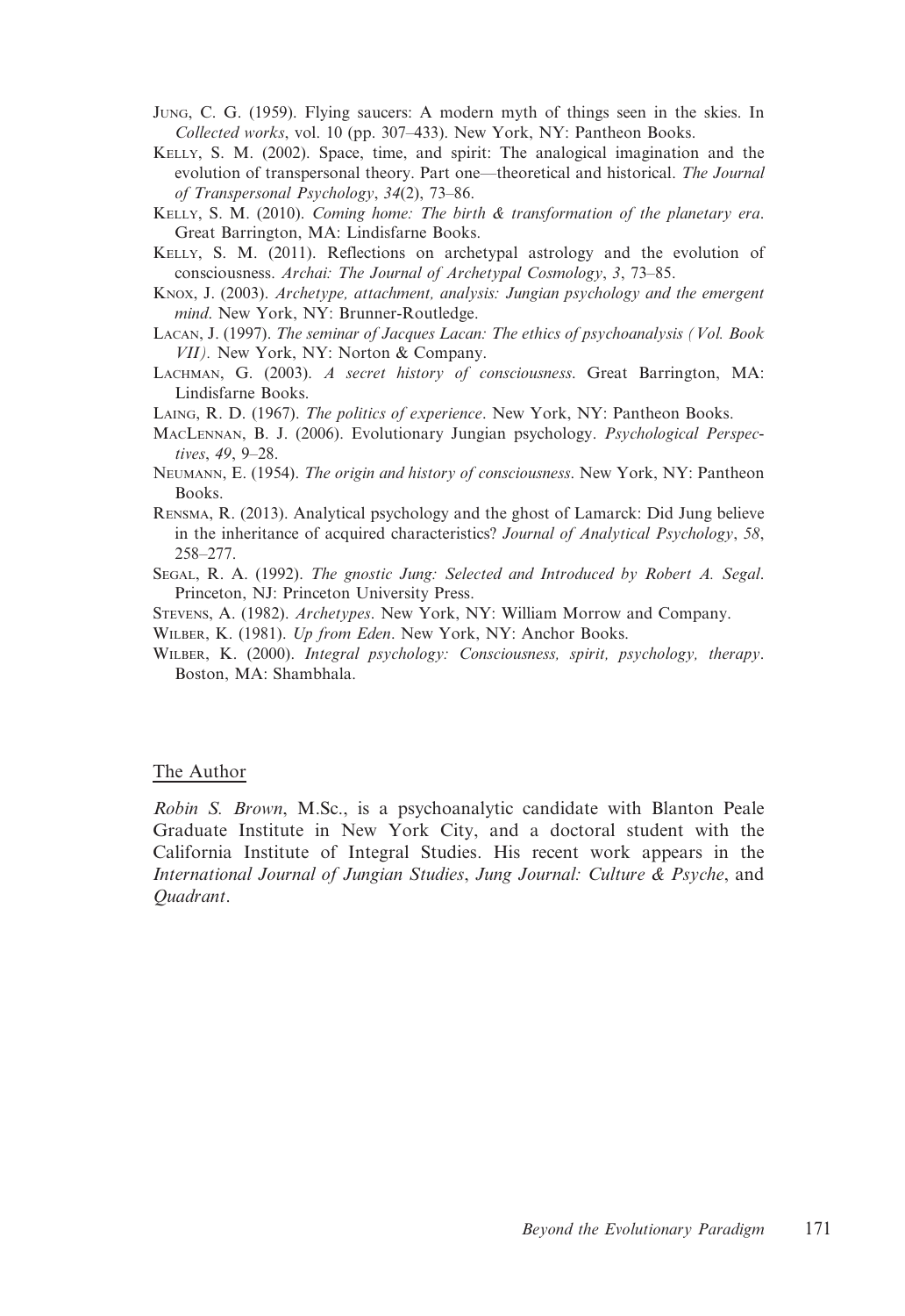JUNG, C. G. (1959). Flying saucers: A modern myth of things seen in the skies. In *Collected works*, vol. 10 (pp. 307–433). New York, NY: Pantheon Books.

KELLY, S. M. (2002). Space, time, and spirit: The analogical imagination and the evolution of transpersonal theory. Part one—theoretical and historical. *The Journal of Transpersonal Psychology*, *34*(2), 73–86.

KELLY, S. M. (2010). *Coming home: The birth & transformation of the planetary era*. Great Barrington, MA: Lindisfarne Books.

KELLY, S. M. (2011). Reflections on archetypal astrology and the evolution of consciousness. *Archai: The Journal of Archetypal Cosmology*, *3*, 73–85.

KNOX, J. (2003). *Archetype, attachment, analysis: Jungian psychology and the emergent mind*. New York, NY: Brunner-Routledge.

LACAN, J. (1997). *The seminar of Jacques Lacan: The ethics of psychoanalysis (Vol. Book VII)*. New York, NY: Norton & Company.

LACHMAN, G. (2003). *A secret history of consciousness*. Great Barrington, MA: Lindisfarne Books.

LAING, R. D. (1967). *The politics of experience*. New York, NY: Pantheon Books.

MACLENNAN, B. J. (2006). Evolutionary Jungian psychology. *Psychological Perspectives*, *49*, 9–28.

NEUMANN, E. (1954). *The origin and history of consciousness*. New York, NY: Pantheon Books.

RENSMA, R. (2013). Analytical psychology and the ghost of Lamarck: Did Jung believe in the inheritance of acquired characteristics? *Journal of Analytical Psychology*, *58*, 258–277.

SEGAL, R. A. (1992). *The gnostic Jung: Selected and Introduced by Robert A. Segal*. Princeton, NJ: Princeton University Press.

STEVENS, A. (1982). *Archetypes*. New York, NY: William Morrow and Company.

WILBER, K. (1981). *Up from Eden*. New York, NY: Anchor Books.

WILBER, K. (2000). *Integral psychology: Consciousness, spirit, psychology, therapy*. Boston, MA: Shambhala.

## The Author

*Robin S. Brown*, M.Sc., is a psychoanalytic candidate with Blanton Peale Graduate Institute in New York City, and a doctoral student with the California Institute of Integral Studies. His recent work appears in the *International Journal of Jungian Studies*, *Jung Journal: Culture & Psyche*, and *Quadrant*.